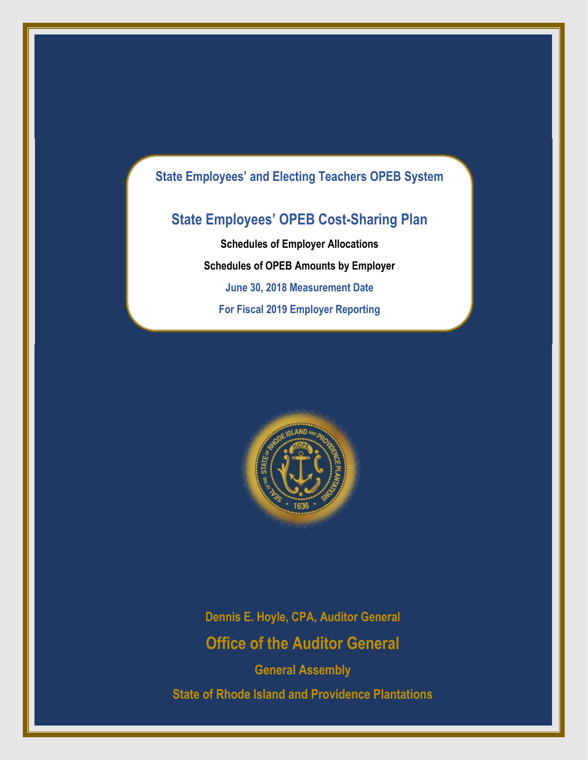# State Employees' and Electing Teachers OPEB System

## State Employees' OPEB Cost-Sharing Plan

**Schedules of Employer Allocations**

**Schedules of OPEB Amounts by Employer**

**June 30, 2018 Measurement Date**

**For Fiscal 2019 Employer Reporting**

Dennis E. Hoyle, CPA, Auditor General

## Office of the Auditor General

General Assembly

State of Rhode Island and Providence Plantations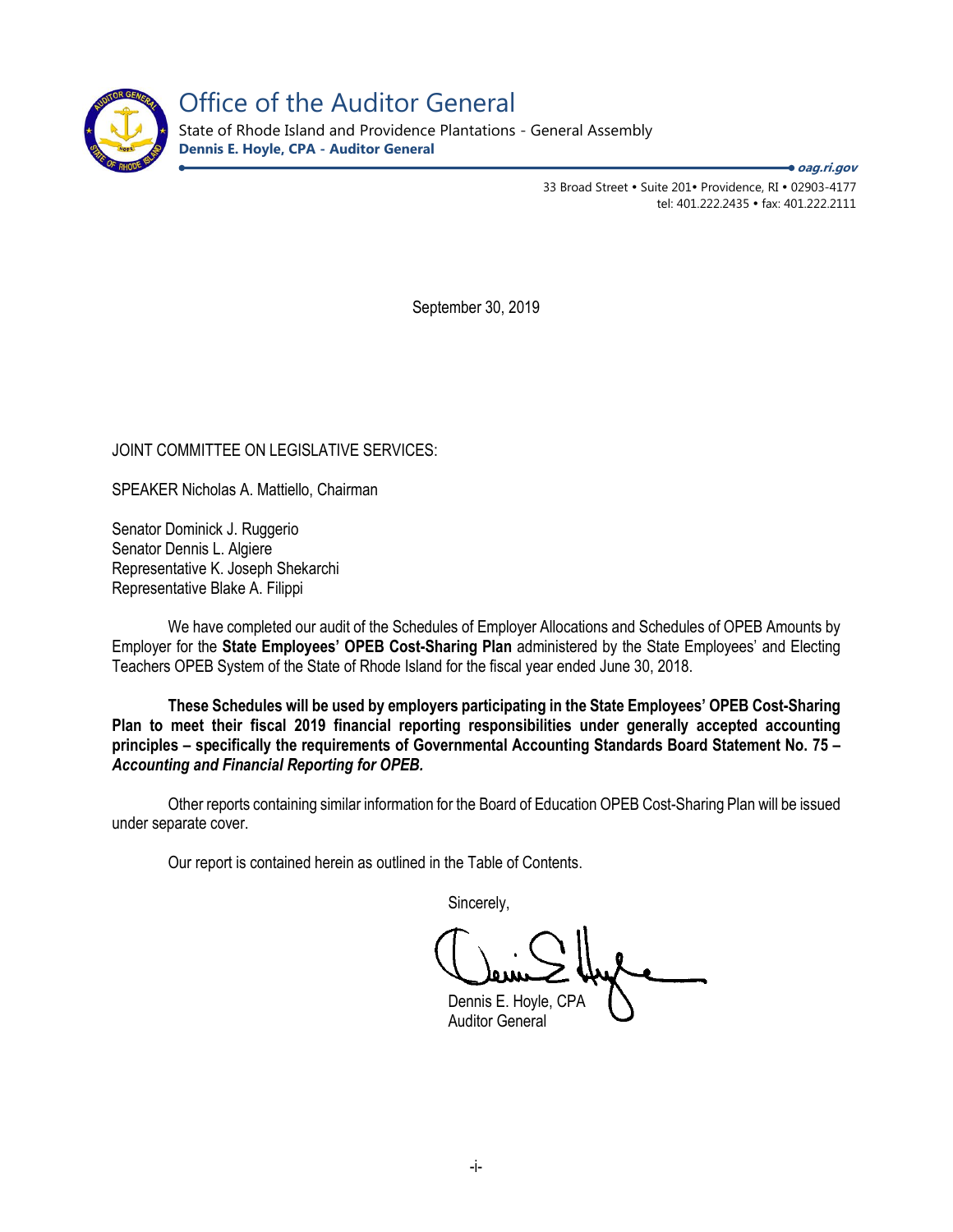# Office of the Auditor General

State of Rhode Island and Providence Plantations - General Assembly
**Dennis E. Hoyle, CPA - Auditor General**

***oag.ri.gov***

33 Broad Street • Suite 201• Providence, RI • 02903-4177
tel: 401.222.2435 • fax: 401.222.2111

September 30, 2019

JOINT COMMITTEE ON LEGISLATIVE SERVICES:

SPEAKER Nicholas A. Mattiello, Chairman

Senator Dominick J. Ruggerio
Senator Dennis L. Algiere
Representative K. Joseph Shekarchi
Representative Blake A. Filippi

We have completed our audit of the Schedules of Employer Allocations and Schedules of OPEB Amounts by Employer for the **State Employees' OPEB Cost-Sharing Plan** administered by the State Employees' and Electing Teachers OPEB System of the State of Rhode Island for the fiscal year ended June 30, 2018.

**These Schedules will be used by employers participating in the State Employees' OPEB Cost-Sharing Plan to meet their fiscal 2019 financial reporting responsibilities under generally accepted accounting principles – specifically the requirements of Governmental Accounting Standards Board Statement No. 75 – *Accounting and Financial Reporting for OPEB.***

Other reports containing similar information for the Board of Education OPEB Cost-Sharing Plan will be issued under separate cover.

Our report is contained herein as outlined in the Table of Contents.

Sincerely,

Dennis E. Hoyle, CPA
Auditor General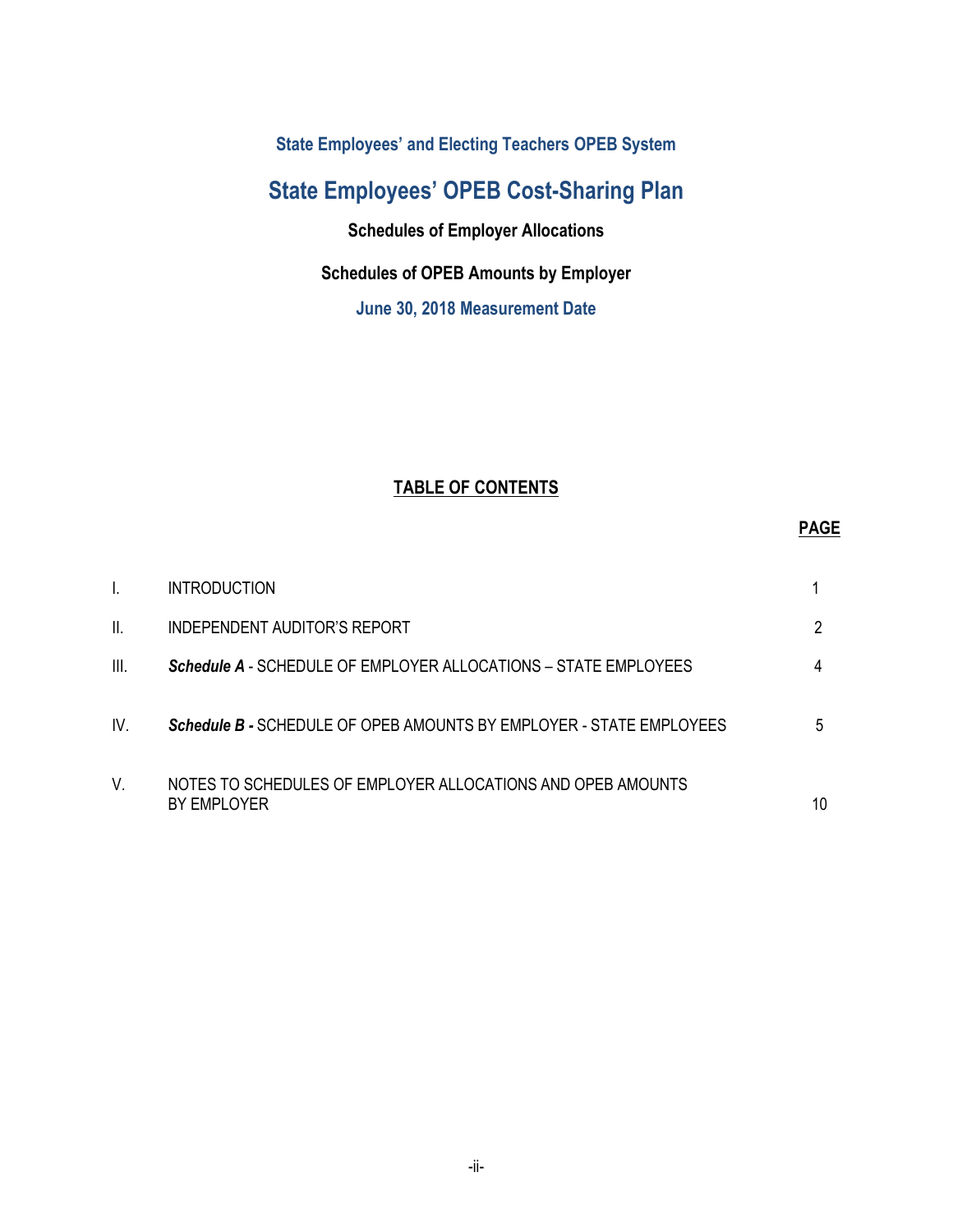### State Employees' and Electing Teachers OPEB System

# State Employees' OPEB Cost-Sharing Plan

**Schedules of Employer Allocations**

**Schedules of OPEB Amounts by Employer**

**June 30, 2018 Measurement Date**

## TABLE OF CONTENTS

| | | PAGE |
|---|---|---|
| I. | INTRODUCTION | 1 |
| II. | INDEPENDENT AUDITOR'S REPORT | 2 |
| III. | ***Schedule A*** - SCHEDULE OF EMPLOYER ALLOCATIONS – STATE EMPLOYEES | 4 |
| IV. | ***Schedule B -*** SCHEDULE OF OPEB AMOUNTS BY EMPLOYER - STATE EMPLOYEES | 5 |
| V. | NOTES TO SCHEDULES OF EMPLOYER ALLOCATIONS AND OPEB AMOUNTS BY EMPLOYER | 10 |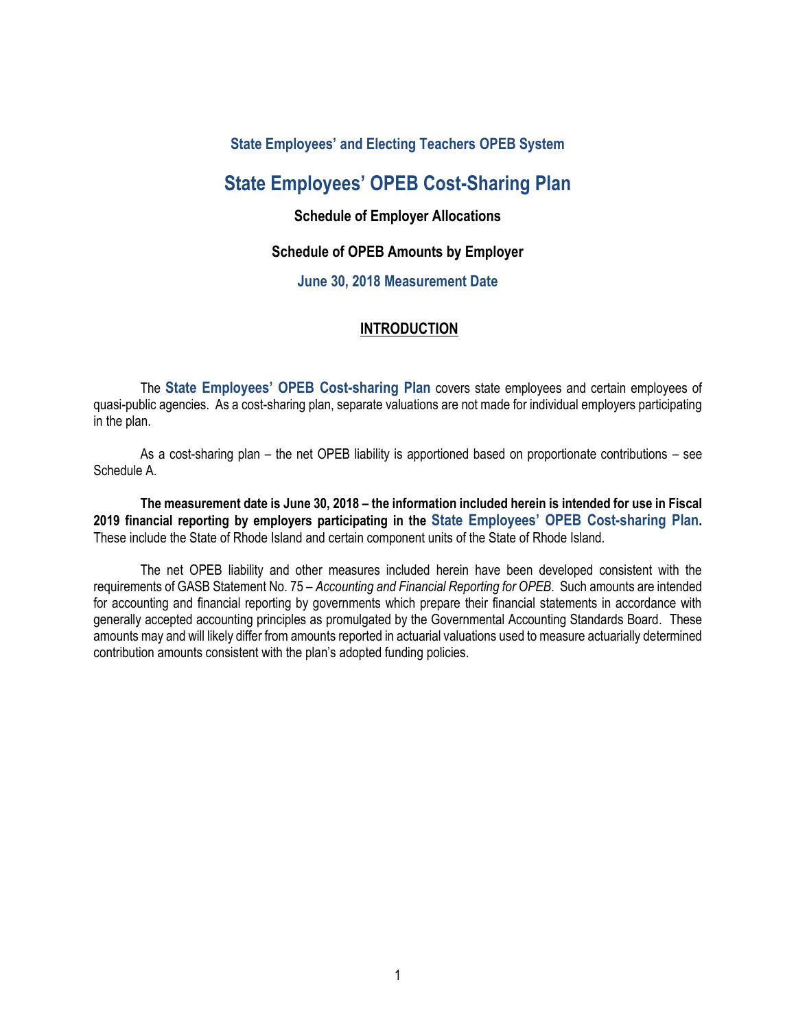### State Employees' and Electing Teachers OPEB System

# State Employees' OPEB Cost-Sharing Plan

### Schedule of Employer Allocations

### Schedule of OPEB Amounts by Employer

### June 30, 2018 Measurement Date

## INTRODUCTION

The **State Employees' OPEB Cost-sharing Plan** covers state employees and certain employees of quasi-public agencies. As a cost-sharing plan, separate valuations are not made for individual employers participating in the plan.

As a cost-sharing plan – the net OPEB liability is apportioned based on proportionate contributions – see Schedule A.

**The measurement date is June 30, 2018 – the information included herein is intended for use in Fiscal 2019 financial reporting by employers participating in the State Employees' OPEB Cost-sharing Plan.** These include the State of Rhode Island and certain component units of the State of Rhode Island.

The net OPEB liability and other measures included herein have been developed consistent with the requirements of GASB Statement No. 75 – *Accounting and Financial Reporting for OPEB*. Such amounts are intended for accounting and financial reporting by governments which prepare their financial statements in accordance with generally accepted accounting principles as promulgated by the Governmental Accounting Standards Board. These amounts may and will likely differ from amounts reported in actuarial valuations used to measure actuarially determined contribution amounts consistent with the plan's adopted funding policies.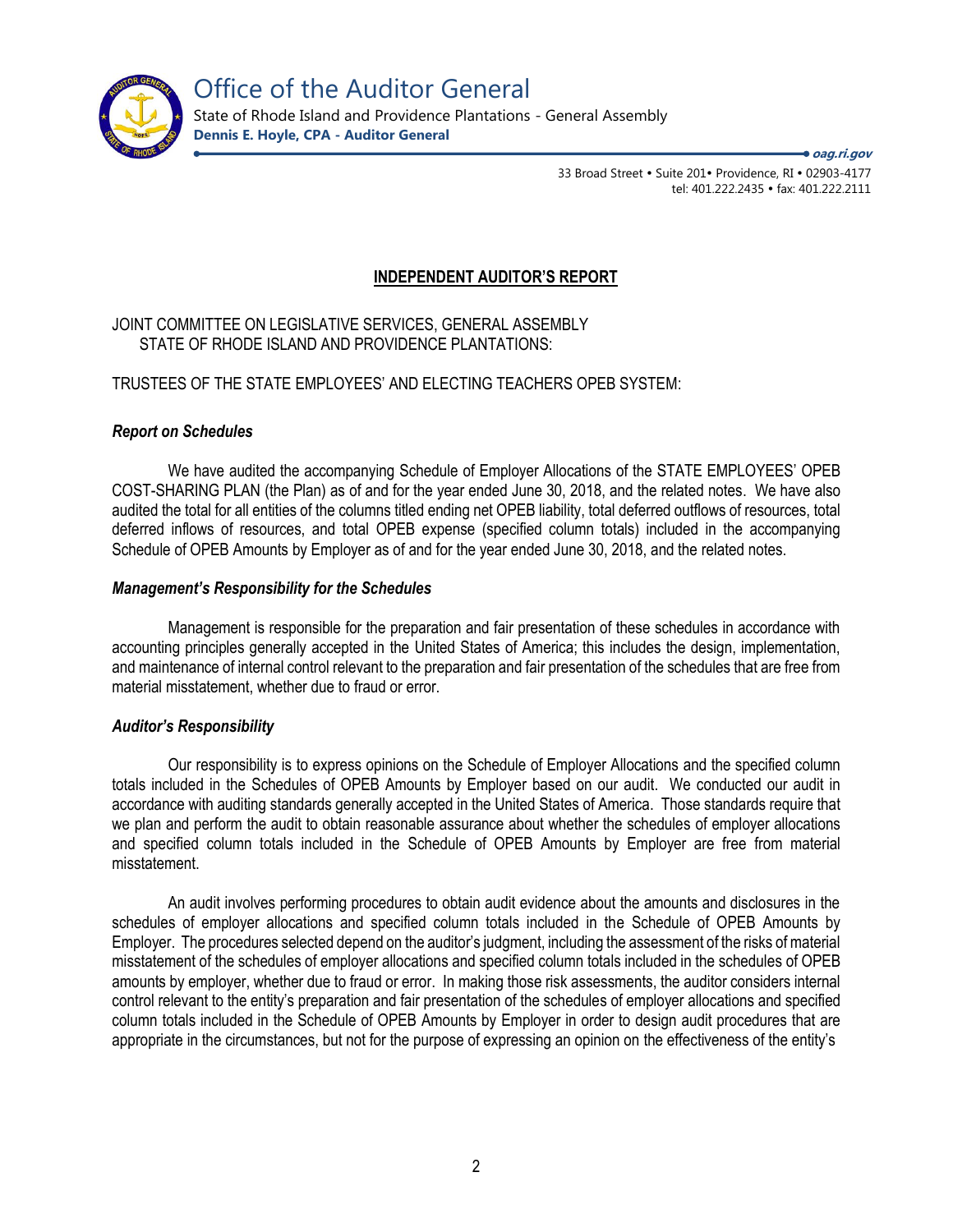# Office of the Auditor General

State of Rhode Island and Providence Plantations - General Assembly
**Dennis E. Hoyle, CPA - Auditor General**

***oag.ri.gov***

33 Broad Street • Suite 201• Providence, RI • 02903-4177
tel: 401.222.2435 • fax: 401.222.2111

## INDEPENDENT AUDITOR'S REPORT

JOINT COMMITTEE ON LEGISLATIVE SERVICES, GENERAL ASSEMBLY
STATE OF RHODE ISLAND AND PROVIDENCE PLANTATIONS:

TRUSTEES OF THE STATE EMPLOYEES' AND ELECTING TEACHERS OPEB SYSTEM:

### *Report on Schedules*

We have audited the accompanying Schedule of Employer Allocations of the STATE EMPLOYEES' OPEB COST-SHARING PLAN (the Plan) as of and for the year ended June 30, 2018, and the related notes. We have also audited the total for all entities of the columns titled ending net OPEB liability, total deferred outflows of resources, total deferred inflows of resources, and total OPEB expense (specified column totals) included in the accompanying Schedule of OPEB Amounts by Employer as of and for the year ended June 30, 2018, and the related notes.

### *Management's Responsibility for the Schedules*

Management is responsible for the preparation and fair presentation of these schedules in accordance with accounting principles generally accepted in the United States of America; this includes the design, implementation, and maintenance of internal control relevant to the preparation and fair presentation of the schedules that are free from material misstatement, whether due to fraud or error.

### *Auditor's Responsibility*

Our responsibility is to express opinions on the Schedule of Employer Allocations and the specified column totals included in the Schedules of OPEB Amounts by Employer based on our audit. We conducted our audit in accordance with auditing standards generally accepted in the United States of America. Those standards require that we plan and perform the audit to obtain reasonable assurance about whether the schedules of employer allocations and specified column totals included in the Schedule of OPEB Amounts by Employer are free from material misstatement.

An audit involves performing procedures to obtain audit evidence about the amounts and disclosures in the schedules of employer allocations and specified column totals included in the Schedule of OPEB Amounts by Employer. The procedures selected depend on the auditor's judgment, including the assessment of the risks of material misstatement of the schedules of employer allocations and specified column totals included in the schedules of OPEB amounts by employer, whether due to fraud or error. In making those risk assessments, the auditor considers internal control relevant to the entity's preparation and fair presentation of the schedules of employer allocations and specified column totals included in the Schedule of OPEB Amounts by Employer in order to design audit procedures that are appropriate in the circumstances, but not for the purpose of expressing an opinion on the effectiveness of the entity's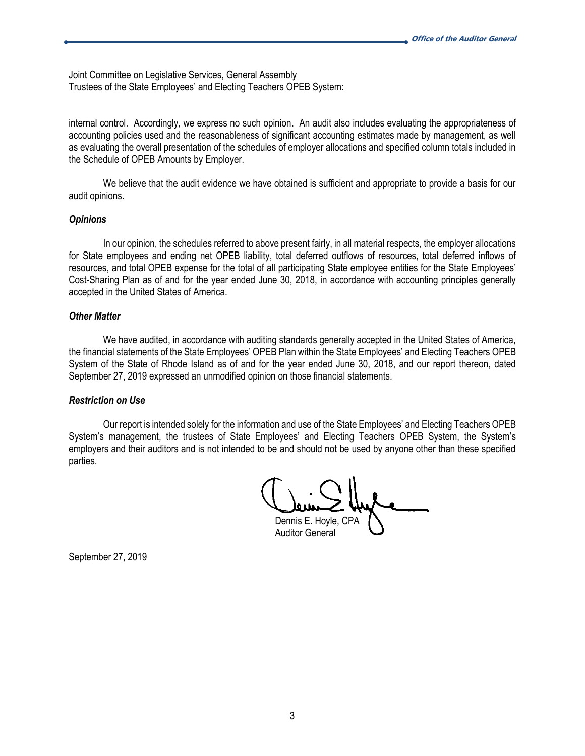Joint Committee on Legislative Services, General Assembly
Trustees of the State Employees' and Electing Teachers OPEB System:

internal control. Accordingly, we express no such opinion. An audit also includes evaluating the appropriateness of accounting policies used and the reasonableness of significant accounting estimates made by management, as well as evaluating the overall presentation of the schedules of employer allocations and specified column totals included in the Schedule of OPEB Amounts by Employer.

We believe that the audit evidence we have obtained is sufficient and appropriate to provide a basis for our audit opinions.

***Opinions***

In our opinion, the schedules referred to above present fairly, in all material respects, the employer allocations for State employees and ending net OPEB liability, total deferred outflows of resources, total deferred inflows of resources, and total OPEB expense for the total of all participating State employee entities for the State Employees' Cost-Sharing Plan as of and for the year ended June 30, 2018, in accordance with accounting principles generally accepted in the United States of America.

***Other Matter***

We have audited, in accordance with auditing standards generally accepted in the United States of America, the financial statements of the State Employees' OPEB Plan within the State Employees' and Electing Teachers OPEB System of the State of Rhode Island as of and for the year ended June 30, 2018, and our report thereon, dated September 27, 2019 expressed an unmodified opinion on those financial statements.

***Restriction on Use***

Our report is intended solely for the information and use of the State Employees' and Electing Teachers OPEB System's management, the trustees of State Employees' and Electing Teachers OPEB System, the System's employers and their auditors and is not intended to be and should not be used by anyone other than these specified parties.

Dennis E. Hoyle, CPA
Auditor General

September 27, 2019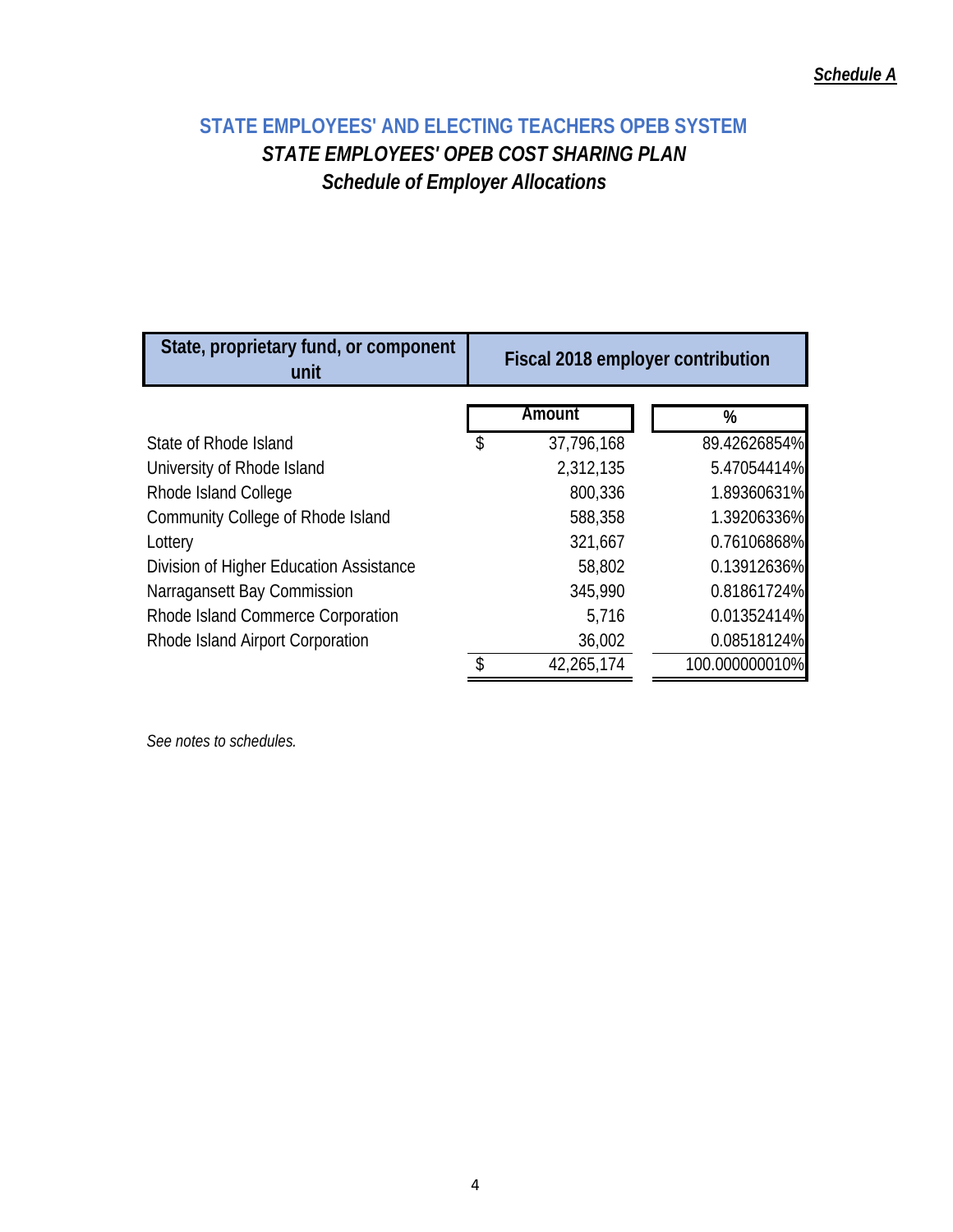*Schedule A*

## STATE EMPLOYEES' AND ELECTING TEACHERS OPEB SYSTEM

### *STATE EMPLOYEES' OPEB COST SHARING PLAN*

### *Schedule of Employer Allocations*

| State, proprietary fund, or component unit | Fiscal 2018 employer contribution | |
|---|---|---|
| | Amount | % |
| State of Rhode Island | $ 37,796,168 | 89.42626854% |
| University of Rhode Island | 2,312,135 | 5.47054414% |
| Rhode Island College | 800,336 | 1.89360631% |
| Community College of Rhode Island | 588,358 | 1.39206336% |
| Lottery | 321,667 | 0.76106868% |
| Division of Higher Education Assistance | 58,802 | 0.13912636% |
| Narragansett Bay Commission | 345,990 | 0.81861724% |
| Rhode Island Commerce Corporation | 5,716 | 0.01352414% |
| Rhode Island Airport Corporation | 36,002 | 0.08518124% |
| | $ 42,265,174 | 100.000000010% |

*See notes to schedules.*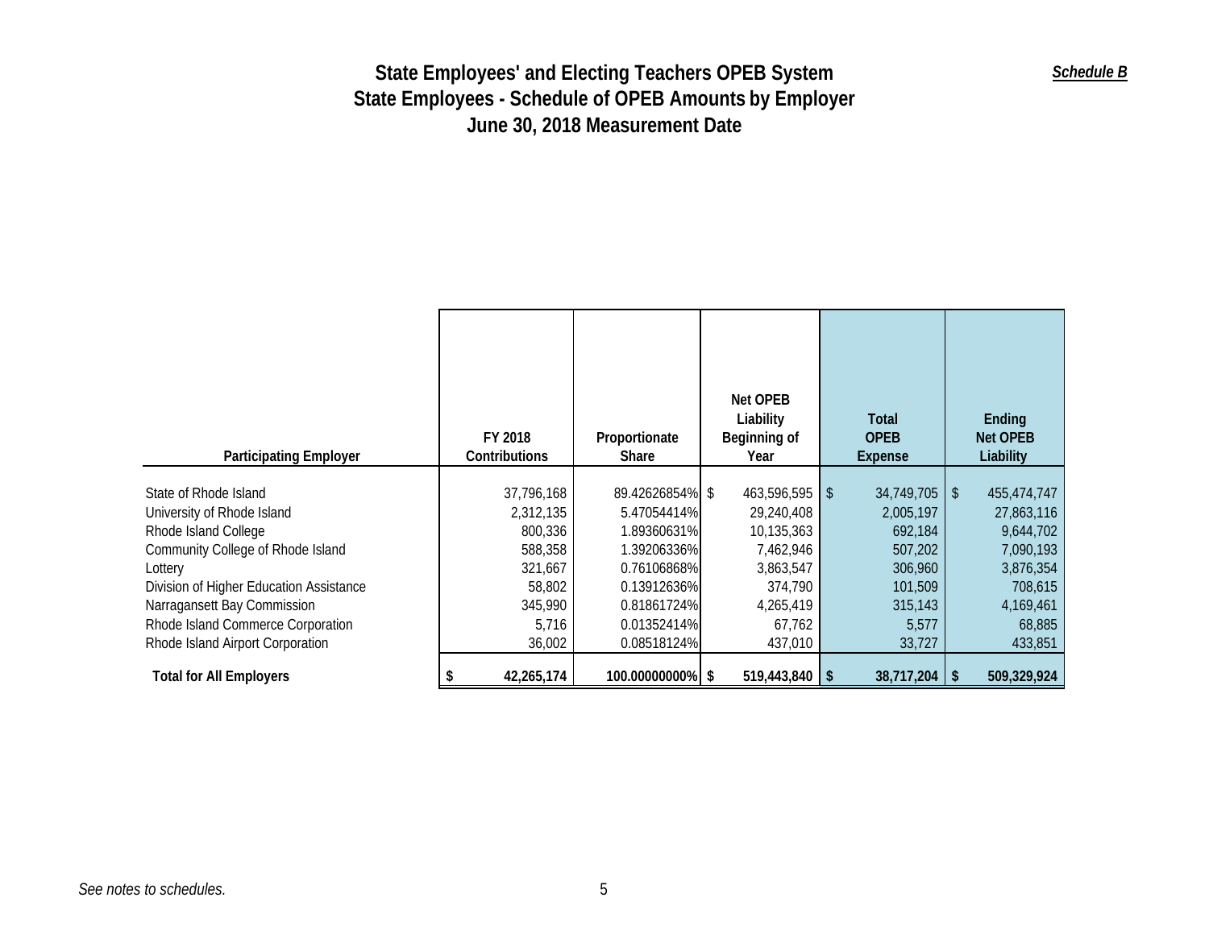# State Employees' and Electing Teachers OPEB System
## State Employees - Schedule of OPEB Amounts by Employer
## June 30, 2018 Measurement Date

***Schedule B***

| Participating Employer | FY 2018 Contributions | Proportionate Share | Net OPEB Liability Beginning of Year | Total OPEB Expense | Ending Net OPEB Liability |
|---|---|---|---|---|---|
| State of Rhode Island | 37,796,168 | 89.42626854% | $ 463,596,595 | $ 34,749,705 | $ 455,474,747 |
| University of Rhode Island | 2,312,135 | 5.47054414% | 29,240,408 | 2,005,197 | 27,863,116 |
| Rhode Island College | 800,336 | 1.89360631% | 10,135,363 | 692,184 | 9,644,702 |
| Community College of Rhode Island | 588,358 | 1.39206336% | 7,462,946 | 507,202 | 7,090,193 |
| Lottery | 321,667 | 0.76106868% | 3,863,547 | 306,960 | 3,876,354 |
| Division of Higher Education Assistance | 58,802 | 0.13912636% | 374,790 | 101,509 | 708,615 |
| Narragansett Bay Commission | 345,990 | 0.81861724% | 4,265,419 | 315,143 | 4,169,461 |
| Rhode Island Commerce Corporation | 5,716 | 0.01352414% | 67,762 | 5,577 | 68,885 |
| Rhode Island Airport Corporation | 36,002 | 0.08518124% | 437,010 | 33,727 | 433,851 |
| **Total for All Employers** | **$ 42,265,174** | **100.00000000%** | **$ 519,443,840** | **$ 38,717,204** | **$ 509,329,924** |

*See notes to schedules.*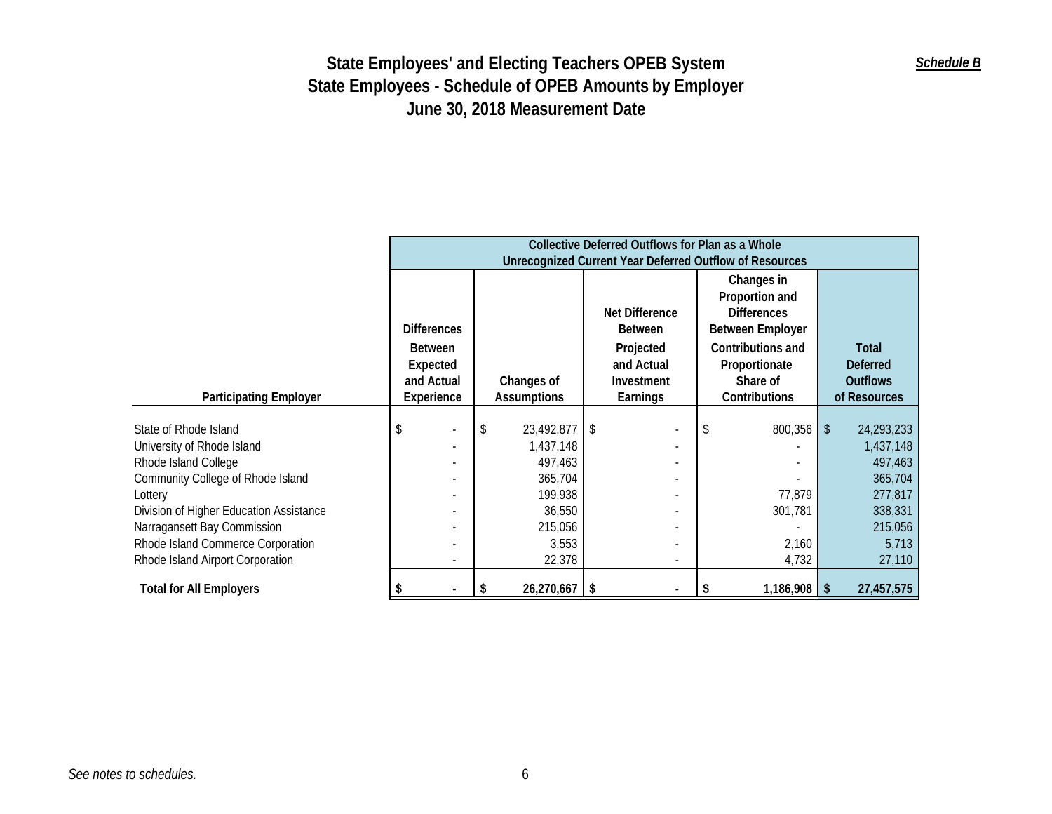# State Employees' and Electing Teachers OPEB System
# State Employees - Schedule of OPEB Amounts by Employer
# June 30, 2018 Measurement Date

***Schedule B***

| Participating Employer | Collective Deferred Outflows for Plan as a Whole Unrecognized Current Year Deferred Outflow of Resources | | | | |
|---|---|---|---|---|---|
| | Differences Between Expected and Actual Experience | Changes of Assumptions | Net Difference Between Projected and Actual Investment Earnings | Changes in Proportion and Differences Between Employer Contributions and Proportionate Share of Contributions | Total Deferred Outflows of Resources |
| State of Rhode Island | $ - | $ 23,492,877 | $ - | $ 800,356 | $ 24,293,233 |
| University of Rhode Island | - | 1,437,148 | - | - | 1,437,148 |
| Rhode Island College | - | 497,463 | - | - | 497,463 |
| Community College of Rhode Island | - | 365,704 | - | - | 365,704 |
| Lottery | - | 199,938 | - | 77,879 | 277,817 |
| Division of Higher Education Assistance | - | 36,550 | - | 301,781 | 338,331 |
| Narragansett Bay Commission | - | 215,056 | - | - | 215,056 |
| Rhode Island Commerce Corporation | - | 3,553 | - | 2,160 | 5,713 |
| Rhode Island Airport Corporation | - | 22,378 | - | 4,732 | 27,110 |
| **Total for All Employers** | **$ -** | **$ 26,270,667** | **$ -** | **$ 1,186,908** | **$ 27,457,575** |

*See notes to schedules.*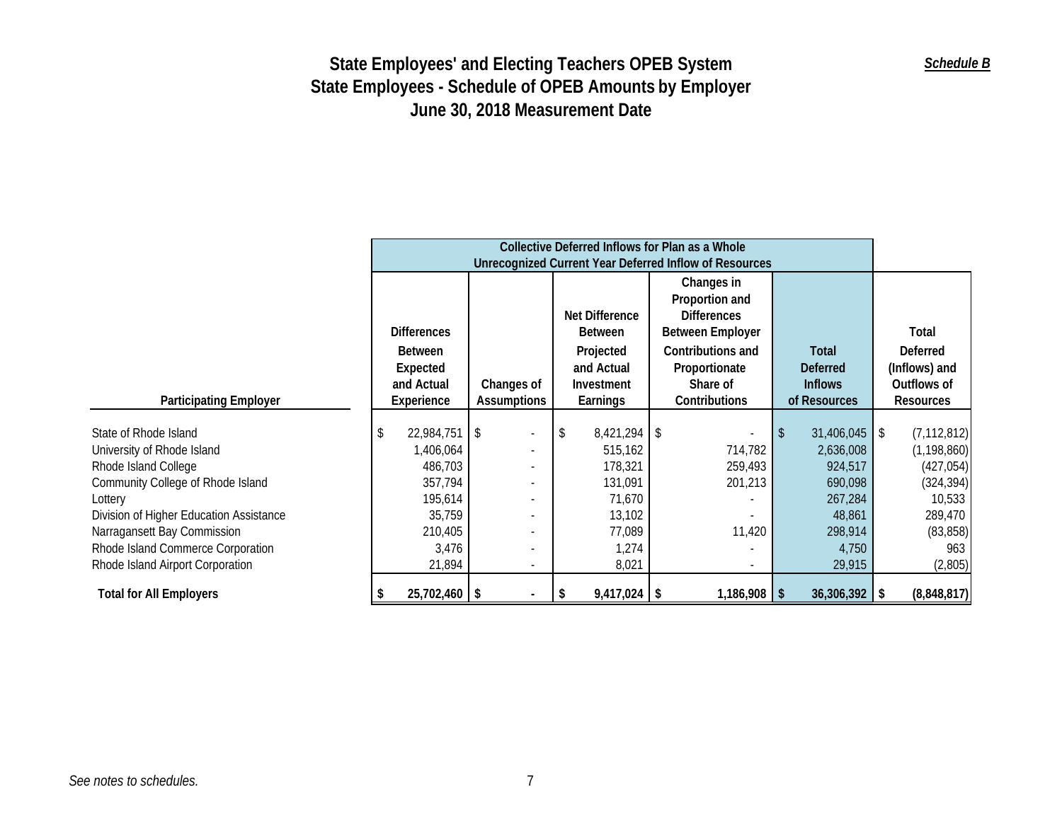# State Employees' and Electing Teachers OPEB System
# State Employees - Schedule of OPEB Amounts by Employer
# June 30, 2018 Measurement Date

***Schedule B***

| Participating Employer | Collective Deferred Inflows for Plan as a Whole Unrecognized Current Year Deferred Inflow of Resources | | | | | |
|---|---|---|---|---|---|---|
| | Differences Between Expected and Actual Experience | Changes of Assumptions | Net Difference Between Projected and Actual Investment Earnings | Changes in Proportion and Differences Between Employer Contributions and Proportionate Share of Contributions | Total Deferred Inflows of Resources | Total Deferred (Inflows) and Outflows of Resources |
| State of Rhode Island | $ 22,984,751 | $ - | $ 8,421,294 | $ - | $ 31,406,045 | $ (7,112,812) |
| University of Rhode Island | 1,406,064 | - | 515,162 | 714,782 | 2,636,008 | (1,198,860) |
| Rhode Island College | 486,703 | - | 178,321 | 259,493 | 924,517 | (427,054) |
| Community College of Rhode Island | 357,794 | - | 131,091 | 201,213 | 690,098 | (324,394) |
| Lottery | 195,614 | - | 71,670 | - | 267,284 | 10,533 |
| Division of Higher Education Assistance | 35,759 | - | 13,102 | - | 48,861 | 289,470 |
| Narragansett Bay Commission | 210,405 | - | 77,089 | 11,420 | 298,914 | (83,858) |
| Rhode Island Commerce Corporation | 3,476 | - | 1,274 | - | 4,750 | 963 |
| Rhode Island Airport Corporation | 21,894 | - | 8,021 | - | 29,915 | (2,805) |
| **Total for All Employers** | **$ 25,702,460** | **$ -** | **$ 9,417,024** | **$ 1,186,908** | **$ 36,306,392** | **$ (8,848,817)** |

*See notes to schedules.*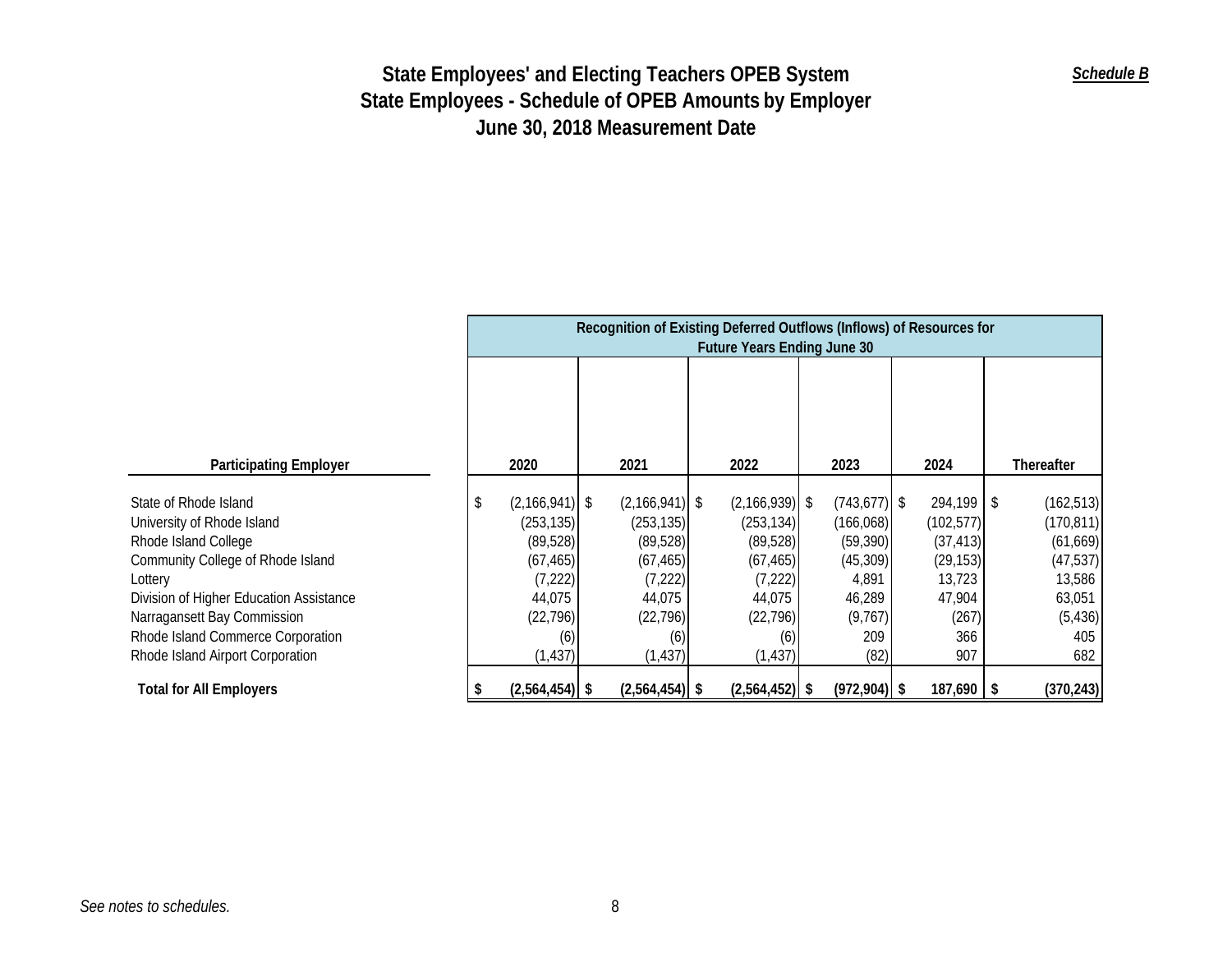# State Employees' and Electing Teachers OPEB System
# State Employees - Schedule of OPEB Amounts by Employer
# June 30, 2018 Measurement Date

***Schedule B***

| Participating Employer | Recognition of Existing Deferred Outflows (Inflows) of Resources for Future Years Ending June 30 | | | | | |
|---|---|---|---|---|---|---|
| | 2020 | 2021 | 2022 | 2023 | 2024 | Thereafter |
| State of Rhode Island | $ (2,166,941) | $ (2,166,941) | $ (2,166,939) | $ (743,677) | $ 294,199 | $ (162,513) |
| University of Rhode Island | (253,135) | (253,135) | (253,134) | (166,068) | (102,577) | (170,811) |
| Rhode Island College | (89,528) | (89,528) | (89,528) | (59,390) | (37,413) | (61,669) |
| Community College of Rhode Island | (67,465) | (67,465) | (67,465) | (45,309) | (29,153) | (47,537) |
| Lottery | (7,222) | (7,222) | (7,222) | 4,891 | 13,723 | 13,586 |
| Division of Higher Education Assistance | 44,075 | 44,075 | 44,075 | 46,289 | 47,904 | 63,051 |
| Narragansett Bay Commission | (22,796) | (22,796) | (22,796) | (9,767) | (267) | (5,436) |
| Rhode Island Commerce Corporation | (6) | (6) | (6) | 209 | 366 | 405 |
| Rhode Island Airport Corporation | (1,437) | (1,437) | (1,437) | (82) | 907 | 682 |
| **Total for All Employers** | **$ (2,564,454)** | **$ (2,564,454)** | **$ (2,564,452)** | **$ (972,904)** | **$ 187,690** | **$ (370,243)** |

*See notes to schedules.*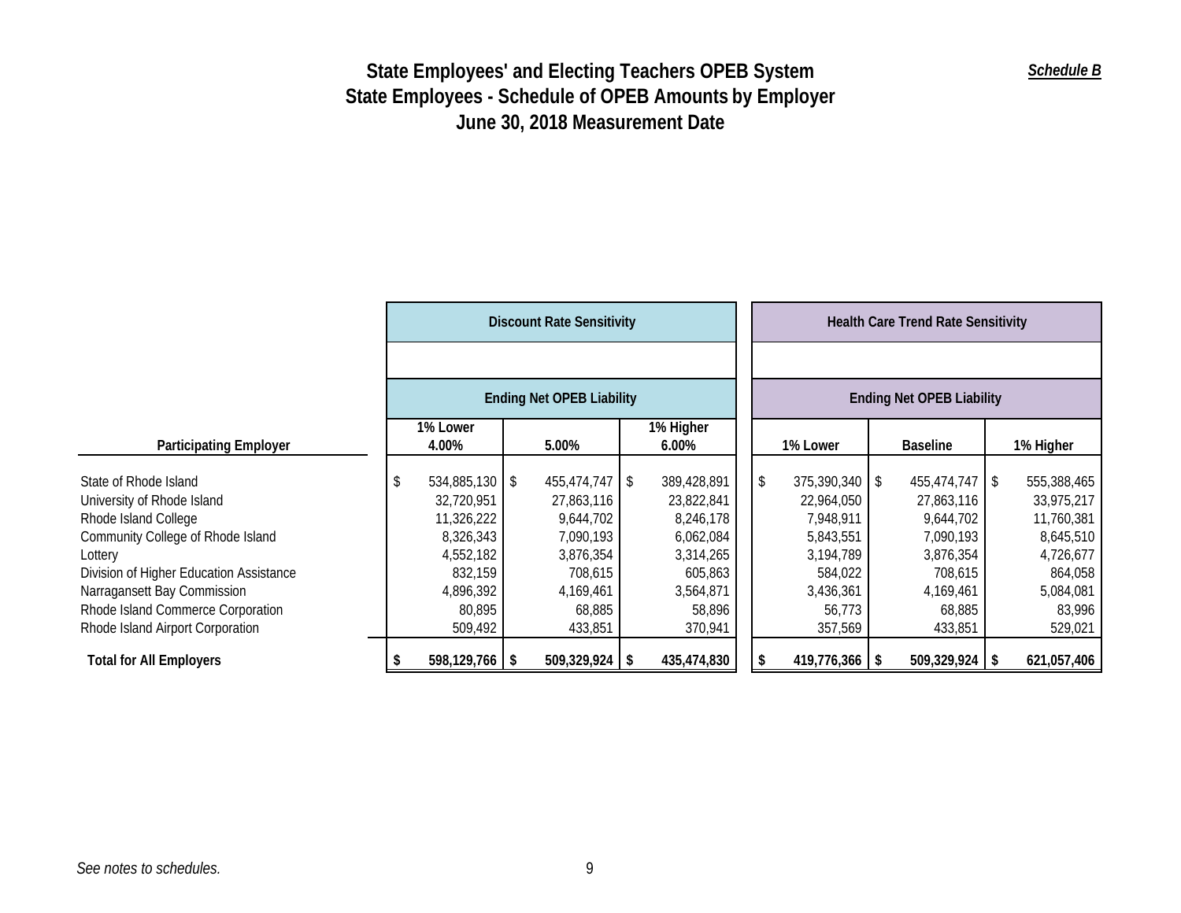# State Employees' and Electing Teachers OPEB System
## State Employees - Schedule of OPEB Amounts by Employer
## June 30, 2018 Measurement Date

*Schedule B*

| | Discount Rate Sensitivity | | | Health Care Trend Rate Sensitivity | | |
|---|---|---|---|---|---|---|
| | Ending Net OPEB Liability | | | Ending Net OPEB Liability | | |
| **Participating Employer** | **1% Lower 4.00%** | **5.00%** | **1% Higher 6.00%** | **1% Lower** | **Baseline** | **1% Higher** |
| State of Rhode Island | $ 534,885,130 | $ 455,474,747 | $ 389,428,891 | $ 375,390,340 | $ 455,474,747 | $ 555,388,465 |
| University of Rhode Island | 32,720,951 | 27,863,116 | 23,822,841 | 22,964,050 | 27,863,116 | 33,975,217 |
| Rhode Island College | 11,326,222 | 9,644,702 | 8,246,178 | 7,948,911 | 9,644,702 | 11,760,381 |
| Community College of Rhode Island | 8,326,343 | 7,090,193 | 6,062,084 | 5,843,551 | 7,090,193 | 8,645,510 |
| Lottery | 4,552,182 | 3,876,354 | 3,314,265 | 3,194,789 | 3,876,354 | 4,726,677 |
| Division of Higher Education Assistance | 832,159 | 708,615 | 605,863 | 584,022 | 708,615 | 864,058 |
| Narragansett Bay Commission | 4,896,392 | 4,169,461 | 3,564,871 | 3,436,361 | 4,169,461 | 5,084,081 |
| Rhode Island Commerce Corporation | 80,895 | 68,885 | 58,896 | 56,773 | 68,885 | 83,996 |
| Rhode Island Airport Corporation | 509,492 | 433,851 | 370,941 | 357,569 | 433,851 | 529,021 |
| **Total for All Employers** | **$ 598,129,766** | **$ 509,329,924** | **$ 435,474,830** | **$ 419,776,366** | **$ 509,329,924** | **$ 621,057,406** |

*See notes to schedules.*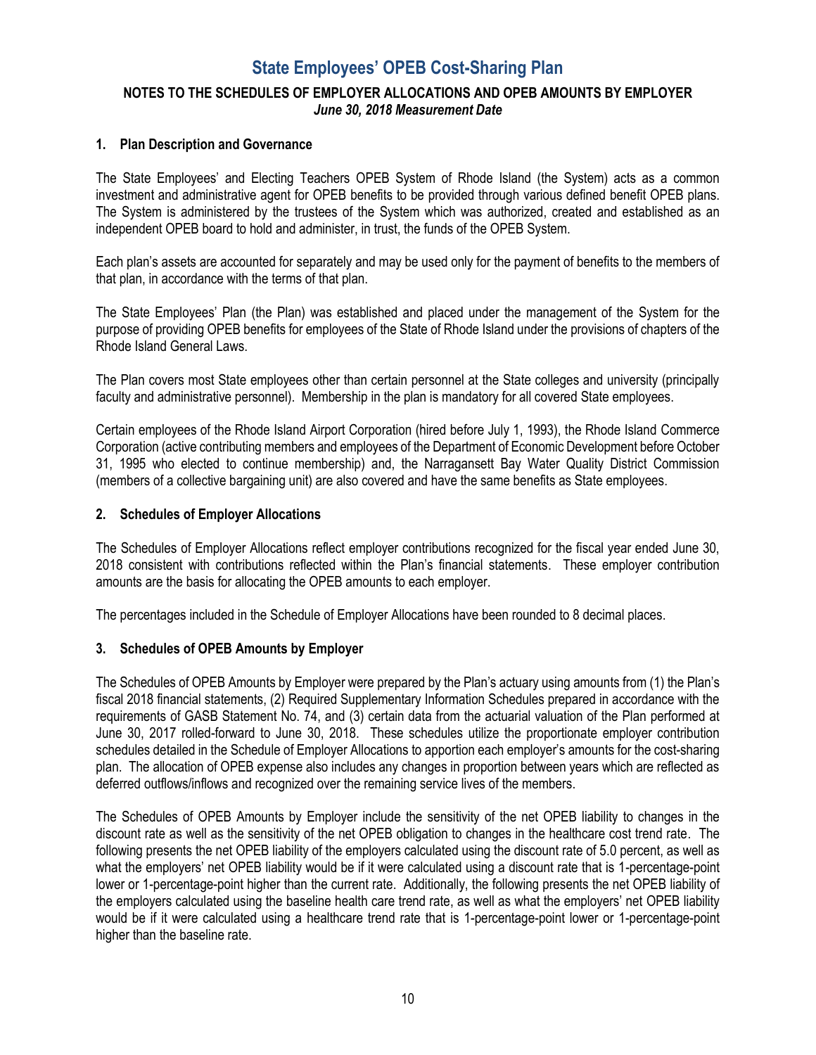# State Employees' OPEB Cost-Sharing Plan

## NOTES TO THE SCHEDULES OF EMPLOYER ALLOCATIONS AND OPEB AMOUNTS BY EMPLOYER

*June 30, 2018 Measurement Date*

### 1. Plan Description and Governance

The State Employees' and Electing Teachers OPEB System of Rhode Island (the System) acts as a common investment and administrative agent for OPEB benefits to be provided through various defined benefit OPEB plans. The System is administered by the trustees of the System which was authorized, created and established as an independent OPEB board to hold and administer, in trust, the funds of the OPEB System.

Each plan's assets are accounted for separately and may be used only for the payment of benefits to the members of that plan, in accordance with the terms of that plan.

The State Employees' Plan (the Plan) was established and placed under the management of the System for the purpose of providing OPEB benefits for employees of the State of Rhode Island under the provisions of chapters of the Rhode Island General Laws.

The Plan covers most State employees other than certain personnel at the State colleges and university (principally faculty and administrative personnel). Membership in the plan is mandatory for all covered State employees.

Certain employees of the Rhode Island Airport Corporation (hired before July 1, 1993), the Rhode Island Commerce Corporation (active contributing members and employees of the Department of Economic Development before October 31, 1995 who elected to continue membership) and, the Narragansett Bay Water Quality District Commission (members of a collective bargaining unit) are also covered and have the same benefits as State employees.

### 2. Schedules of Employer Allocations

The Schedules of Employer Allocations reflect employer contributions recognized for the fiscal year ended June 30, 2018 consistent with contributions reflected within the Plan's financial statements. These employer contribution amounts are the basis for allocating the OPEB amounts to each employer.

The percentages included in the Schedule of Employer Allocations have been rounded to 8 decimal places.

### 3. Schedules of OPEB Amounts by Employer

The Schedules of OPEB Amounts by Employer were prepared by the Plan's actuary using amounts from (1) the Plan's fiscal 2018 financial statements, (2) Required Supplementary Information Schedules prepared in accordance with the requirements of GASB Statement No. 74, and (3) certain data from the actuarial valuation of the Plan performed at June 30, 2017 rolled-forward to June 30, 2018. These schedules utilize the proportionate employer contribution schedules detailed in the Schedule of Employer Allocations to apportion each employer's amounts for the cost-sharing plan. The allocation of OPEB expense also includes any changes in proportion between years which are reflected as deferred outflows/inflows and recognized over the remaining service lives of the members.

The Schedules of OPEB Amounts by Employer include the sensitivity of the net OPEB liability to changes in the discount rate as well as the sensitivity of the net OPEB obligation to changes in the healthcare cost trend rate. The following presents the net OPEB liability of the employers calculated using the discount rate of 5.0 percent, as well as what the employers' net OPEB liability would be if it were calculated using a discount rate that is 1-percentage-point lower or 1-percentage-point higher than the current rate. Additionally, the following presents the net OPEB liability of the employers calculated using the baseline health care trend rate, as well as what the employers' net OPEB liability would be if it were calculated using a healthcare trend rate that is 1-percentage-point lower or 1-percentage-point higher than the baseline rate.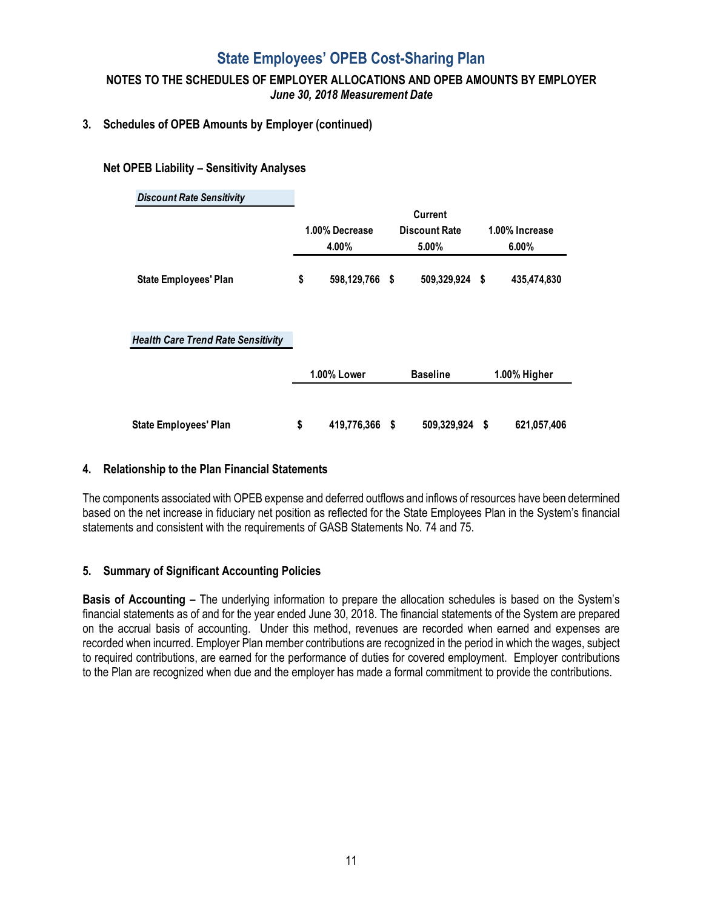# State Employees' OPEB Cost-Sharing Plan

**NOTES TO THE SCHEDULES OF EMPLOYER ALLOCATIONS AND OPEB AMOUNTS BY EMPLOYER**
***June 30, 2018 Measurement Date***

**3. Schedules of OPEB Amounts by Employer (continued)**

**Net OPEB Liability – Sensitivity Analyses**

***Discount Rate Sensitivity***

| | 1.00% Decrease 4.00% | Current Discount Rate 5.00% | 1.00% Increase 6.00% |
|---|---|---|---|
| **State Employees' Plan** | $ 598,129,766 | $ 509,329,924 | $ 435,474,830 |

***Health Care Trend Rate Sensitivity***

| | 1.00% Lower | Baseline | 1.00% Higher |
|---|---|---|---|
| **State Employees' Plan** | $ 419,776,366 | $ 509,329,924 | $ 621,057,406 |

**4. Relationship to the Plan Financial Statements**

The components associated with OPEB expense and deferred outflows and inflows of resources have been determined based on the net increase in fiduciary net position as reflected for the State Employees Plan in the System's financial statements and consistent with the requirements of GASB Statements No. 74 and 75.

**5. Summary of Significant Accounting Policies**

**Basis of Accounting –** The underlying information to prepare the allocation schedules is based on the System's financial statements as of and for the year ended June 30, 2018. The financial statements of the System are prepared on the accrual basis of accounting. Under this method, revenues are recorded when earned and expenses are recorded when incurred. Employer Plan member contributions are recognized in the period in which the wages, subject to required contributions, are earned for the performance of duties for covered employment. Employer contributions to the Plan are recognized when due and the employer has made a formal commitment to provide the contributions.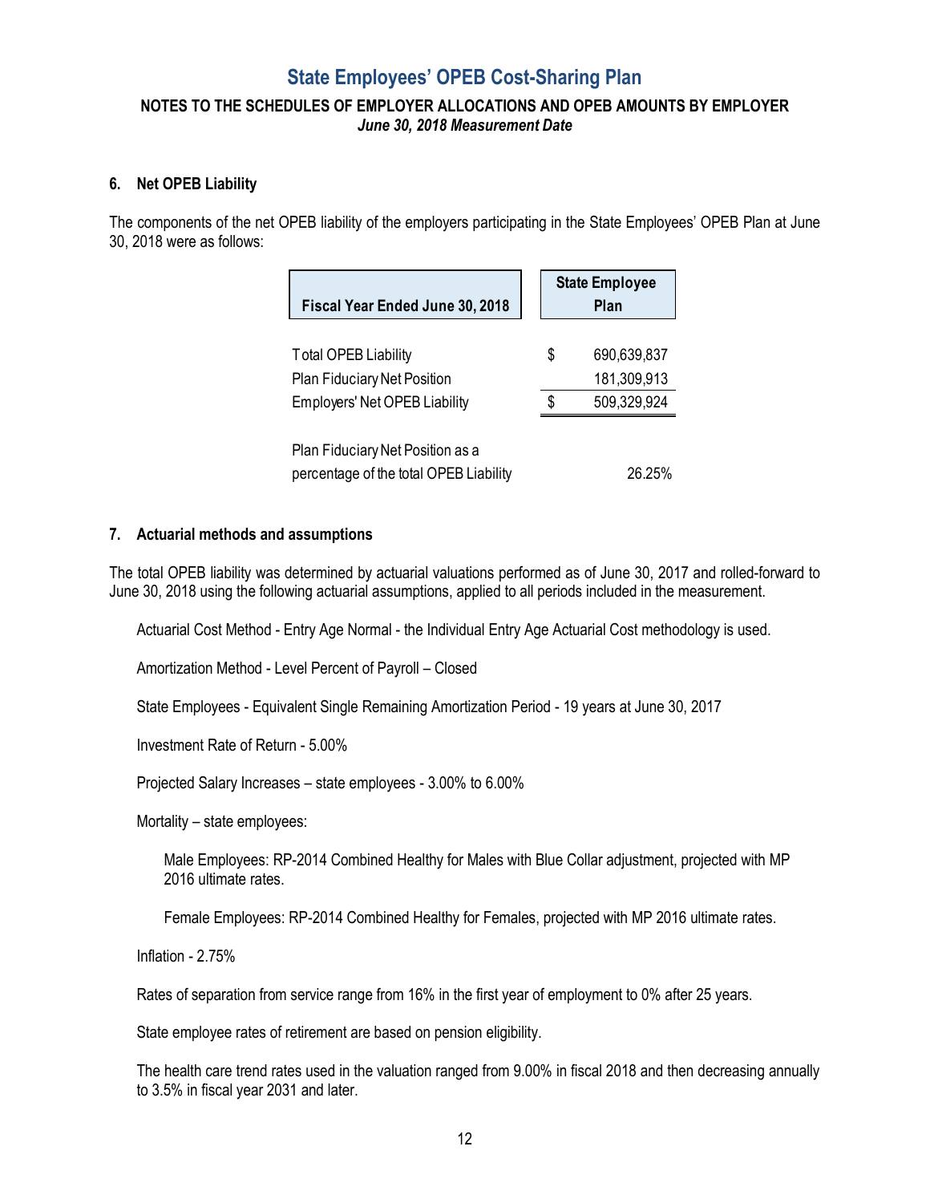# State Employees' OPEB Cost-Sharing Plan

**NOTES TO THE SCHEDULES OF EMPLOYER ALLOCATIONS AND OPEB AMOUNTS BY EMPLOYER**
***June 30, 2018 Measurement Date***

### 6. Net OPEB Liability

The components of the net OPEB liability of the employers participating in the State Employees' OPEB Plan at June 30, 2018 were as follows:

| Fiscal Year Ended June 30, 2018 | State Employee Plan |
|---|---|
| Total OPEB Liability | $ 690,639,837 |
| Plan Fiduciary Net Position | 181,309,913 |
| Employers' Net OPEB Liability | $ 509,329,924 |
| Plan Fiduciary Net Position as a percentage of the total OPEB Liability | 26.25% |

### 7. Actuarial methods and assumptions

The total OPEB liability was determined by actuarial valuations performed as of June 30, 2017 and rolled-forward to June 30, 2018 using the following actuarial assumptions, applied to all periods included in the measurement.

Actuarial Cost Method - Entry Age Normal - the Individual Entry Age Actuarial Cost methodology is used.

Amortization Method - Level Percent of Payroll – Closed

State Employees - Equivalent Single Remaining Amortization Period - 19 years at June 30, 2017

Investment Rate of Return - 5.00%

Projected Salary Increases – state employees - 3.00% to 6.00%

Mortality – state employees:

Male Employees: RP-2014 Combined Healthy for Males with Blue Collar adjustment, projected with MP 2016 ultimate rates.

Female Employees: RP-2014 Combined Healthy for Females, projected with MP 2016 ultimate rates.

Inflation - 2.75%

Rates of separation from service range from 16% in the first year of employment to 0% after 25 years.

State employee rates of retirement are based on pension eligibility.

The health care trend rates used in the valuation ranged from 9.00% in fiscal 2018 and then decreasing annually to 3.5% in fiscal year 2031 and later.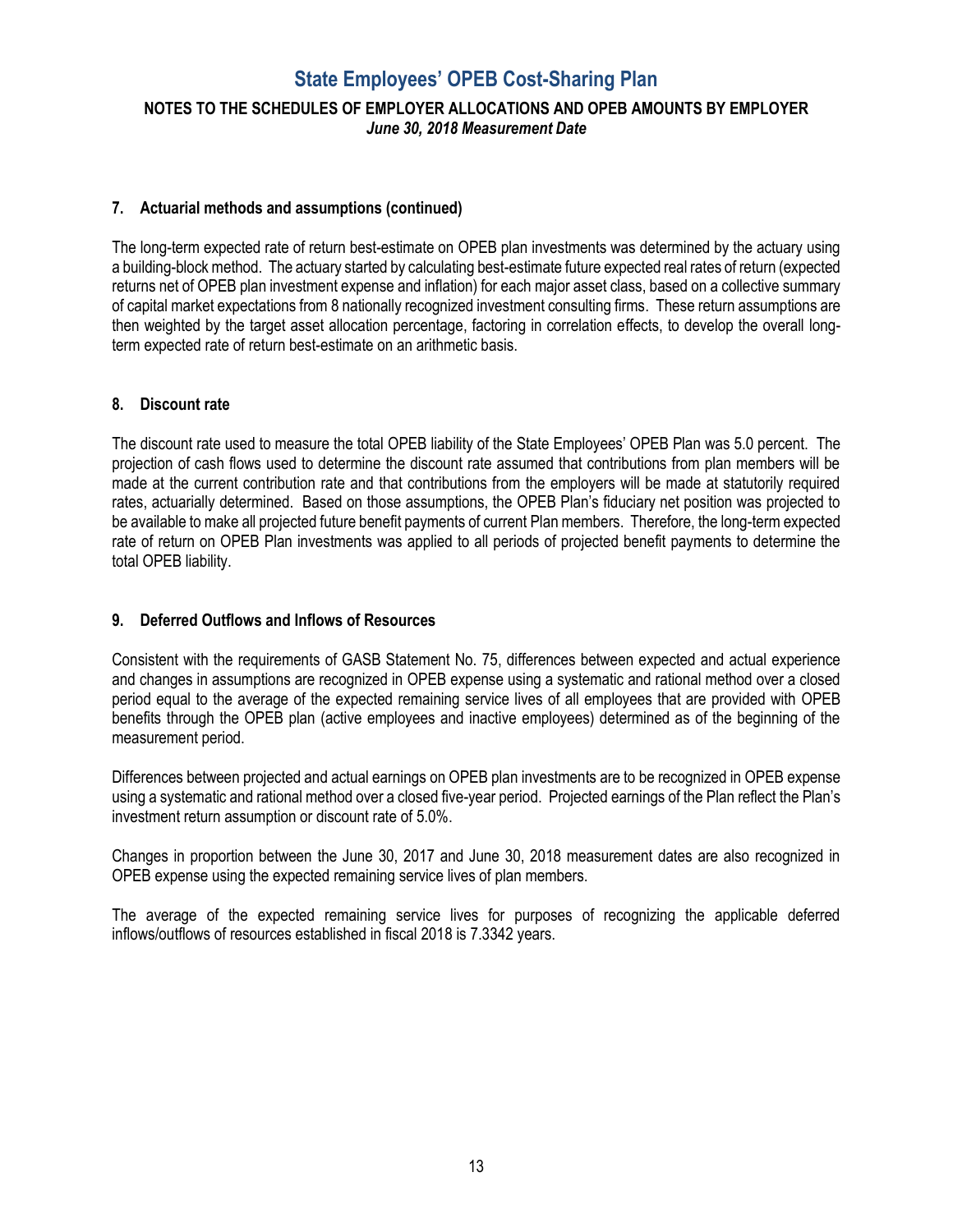# State Employees' OPEB Cost-Sharing Plan

**NOTES TO THE SCHEDULES OF EMPLOYER ALLOCATIONS AND OPEB AMOUNTS BY EMPLOYER**
***June 30, 2018 Measurement Date***

### 7. Actuarial methods and assumptions (continued)

The long-term expected rate of return best-estimate on OPEB plan investments was determined by the actuary using a building-block method. The actuary started by calculating best-estimate future expected real rates of return (expected returns net of OPEB plan investment expense and inflation) for each major asset class, based on a collective summary of capital market expectations from 8 nationally recognized investment consulting firms. These return assumptions are then weighted by the target asset allocation percentage, factoring in correlation effects, to develop the overall long-term expected rate of return best-estimate on an arithmetic basis.

### 8. Discount rate

The discount rate used to measure the total OPEB liability of the State Employees' OPEB Plan was 5.0 percent. The projection of cash flows used to determine the discount rate assumed that contributions from plan members will be made at the current contribution rate and that contributions from the employers will be made at statutorily required rates, actuarially determined. Based on those assumptions, the OPEB Plan's fiduciary net position was projected to be available to make all projected future benefit payments of current Plan members. Therefore, the long-term expected rate of return on OPEB Plan investments was applied to all periods of projected benefit payments to determine the total OPEB liability.

### 9. Deferred Outflows and Inflows of Resources

Consistent with the requirements of GASB Statement No. 75, differences between expected and actual experience and changes in assumptions are recognized in OPEB expense using a systematic and rational method over a closed period equal to the average of the expected remaining service lives of all employees that are provided with OPEB benefits through the OPEB plan (active employees and inactive employees) determined as of the beginning of the measurement period.

Differences between projected and actual earnings on OPEB plan investments are to be recognized in OPEB expense using a systematic and rational method over a closed five-year period. Projected earnings of the Plan reflect the Plan's investment return assumption or discount rate of 5.0%.

Changes in proportion between the June 30, 2017 and June 30, 2018 measurement dates are also recognized in OPEB expense using the expected remaining service lives of plan members.

The average of the expected remaining service lives for purposes of recognizing the applicable deferred inflows/outflows of resources established in fiscal 2018 is 7.3342 years.